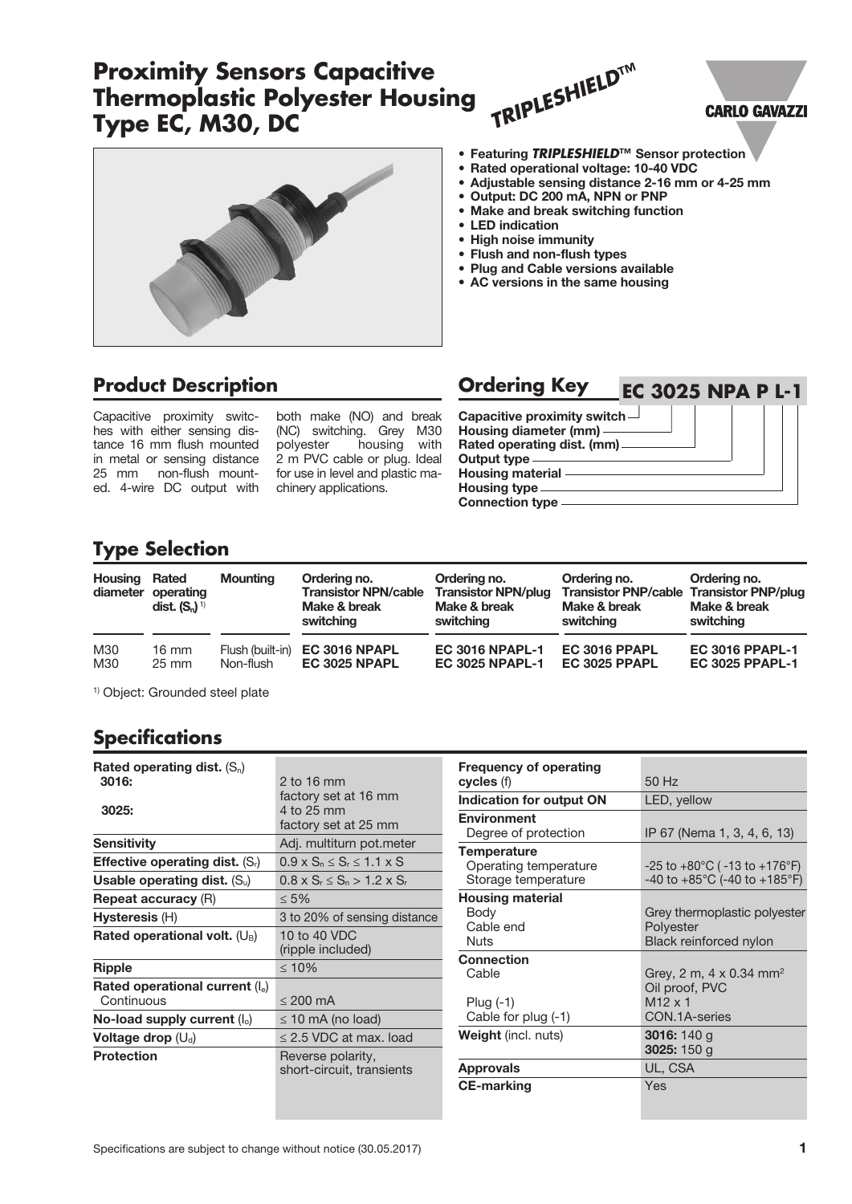# Proximity Sensors Capacitive Thermoplastic Polyester Housing Type EC, M30, DC

TRIPLESHIELD™

CARLO GAVAZZI

- **Featuring *TRIPLESHIELD*™ Sensor protection**
- **Rated operational voltage: 10-40 VDC**
- **Adjustable sensing distance 2-16 mm or 4-25 mm**
- **Output: DC 200 mA, NPN or PNP**
- **Make and break switching function**
- **LED indication**
- **High noise immunity**
- **Flush and non-flush types**
- **Plug and Cable versions available**
- **AC versions in the same housing**

## Product Description

Capacitive proximity switches with either sensing distance 16 mm flush mounted in metal or sensing distance 25 mm non-flush mounted. 4-wire DC output with both make (NO) and break (NC) switching. Grey M30 polyester housing with 2 m PVC cable or plug. Ideal for use in level and plastic machinery applications.

## Ordering Key

**EC 3025 NPA P L-1**

- Capacitive proximity switch
- Housing diameter (mm)
- Rated operating dist. (mm)
- Output type
- Housing material
- Housing type
- Connection type

## Type Selection

| Housing diameter | Rated operating dist. ($S_n$) [1] | Mounting | Ordering no. Transistor NPN/cable Make & break switching | Ordering no. Transistor NPN/plug Make & break switching | Ordering no. Transistor PNP/cable Make & break switching | Ordering no. Transistor PNP/plug Make & break switching |
|---|---|---|---|---|---|---|
| M30 | 16 mm | Flush (built-in) | **EC 3016 NPAPL** | **EC 3016 NPAPL-1** | **EC 3016 PPAPL** | **EC 3016 PPAPL-1** |
| M30 | 25 mm | Non-flush | **EC 3025 NPAPL** | **EC 3025 NPAPL-1** | **EC 3025 PPAPL** | **EC 3025 PPAPL-1** |

[1] Object: Grounded steel plate

## Specifications

| | |
|---|---|
| **Rated operating dist.** ($S_n$) | |
| **3016:** | 2 to 16 mm<br>factory set at 16 mm |
| **3025:** | 4 to 25 mm<br>factory set at 25 mm |
| **Sensitivity** | Adj. multiturn pot.meter |
| **Effective operating dist.** ($S_r$) | $0.9 \times S_n \leq S_r \leq 1.1 \times S$ |
| **Usable operating dist.** ($S_u$) | $0.8 \times S_r \leq S_n > 1.2 \times S_r$ |
| **Repeat accuracy** (R) | ≤ 5% |
| **Hysteresis** (H) | 3 to 20% of sensing distance |
| **Rated operational volt.** ($U_B$) | 10 to 40 VDC<br>(ripple included) |
| **Ripple** | ≤ 10% |
| **Rated operational current** ($I_e$)<br>Continuous | ≤ 200 mA |
| **No-load supply current** ($I_o$) | ≤ 10 mA (no load) |
| **Voltage drop** ($U_d$) | ≤ 2.5 VDC at max. load |
| **Protection** | Reverse polarity,<br>short-circuit, transients |
| **Frequency of operating cycles** (f) | 50 Hz |
| **Indication for output ON** | LED, yellow |
| **Environment**<br>Degree of protection | IP 67 (Nema 1, 3, 4, 6, 13) |
| **Temperature**<br>Operating temperature<br>Storage temperature | -25 to +80°C ( -13 to +176°F)<br>-40 to +85°C (-40 to +185°F) |
| **Housing material**<br>Body<br>Cable end<br>Nuts | Grey thermoplastic polyester<br>Polyester<br>Black reinforced nylon |
| **Connection**<br>Cable<br><br>Plug (-1)<br>Cable for plug (-1) | Grey, 2 m, 4 x 0.34 mm²<br>Oil proof, PVC<br>M12 x 1<br>CON.1A-series |
| **Weight** (incl. nuts) | **3016:** 140 g<br>**3025:** 150 g |
| **Approvals** | UL, CSA |
| **CE-marking** | Yes |

Specifications are subject to change without notice (30.05.2017)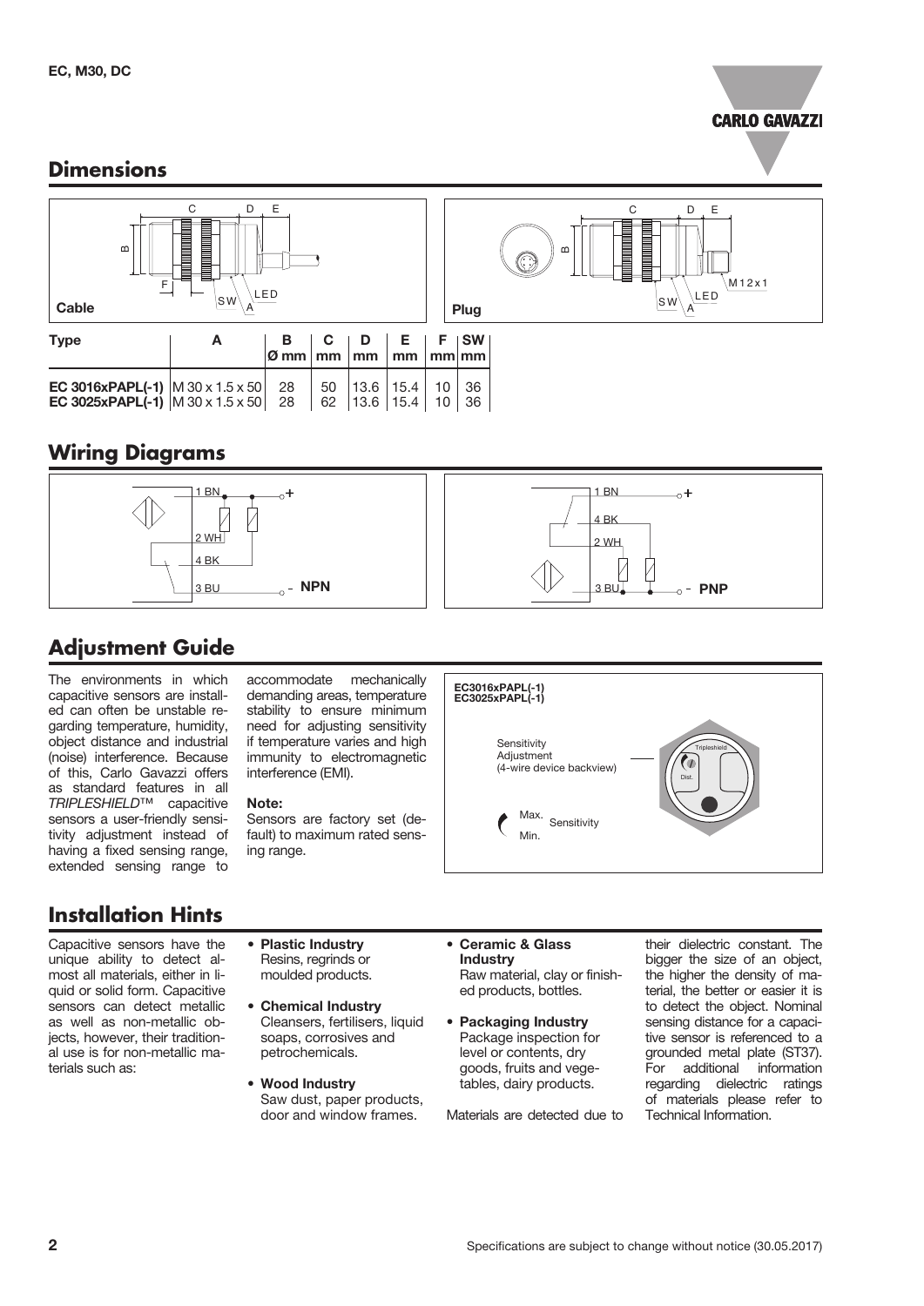## Dimensions

| Type | A | B Ø mm | C mm | D mm | E mm | F mm | SW mm |
|---|---|---|---|---|---|---|---|
| **EC 3016xPAPL(-1)** | M 30 x 1.5 x 50 | 28 | 50 | 13.6 | 15.4 | 10 | 36 |
| **EC 3025xPAPL(-1)** | M 30 x 1.5 x 50 | 28 | 62 | 13.6 | 15.4 | 10 | 36 |

## Wiring Diagrams

## Adjustment Guide

The environments in which capacitive sensors are installed can often be unstable regarding temperature, humidity, object distance and industrial (noise) interference. Because of this, Carlo Gavazzi offers as standard features in all *TRIPLESHIELD*™ capacitive sensors a user-friendly sensitivity adjustment instead of having a fixed sensing range, extended sensing range to accommodate mechanically demanding areas, temperature stability to ensure minimum need for adjusting sensitivity if temperature varies and high immunity to electromagnetic interference (EMI).

**Note:**
Sensors are factory set (default) to maximum rated sensing range.

**EC3016xPAPL(-1)**
**EC3025xPAPL(-1)**

Sensitivity Adjustment (4-wire device backview)

Max. Sensitivity Min.

## Installation Hints

Capacitive sensors have the unique ability to detect almost all materials, either in liquid or solid form. Capacitive sensors can detect metallic as well as non-metallic objects, however, their traditional use is for non-metallic materials such as:

- **Plastic Industry**
  Resins, regrinds or moulded products.
- **Chemical Industry**
  Cleansers, fertilisers, liquid soaps, corrosives and petrochemicals.
- **Wood Industry**
  Saw dust, paper products, door and window frames.
- **Ceramic & Glass Industry**
  Raw material, clay or finished products, bottles.
- **Packaging Industry**
  Package inspection for level or contents, dry goods, fruits and vegetables, dairy products.

Materials are detected due to their dielectric constant. The bigger the size of an object, the higher the density of material, the better or easier it is to detect the object. Nominal sensing distance for a capacitive sensor is referenced to a grounded metal plate (ST37). For additional information regarding dielectric ratings of materials please refer to Technical Information.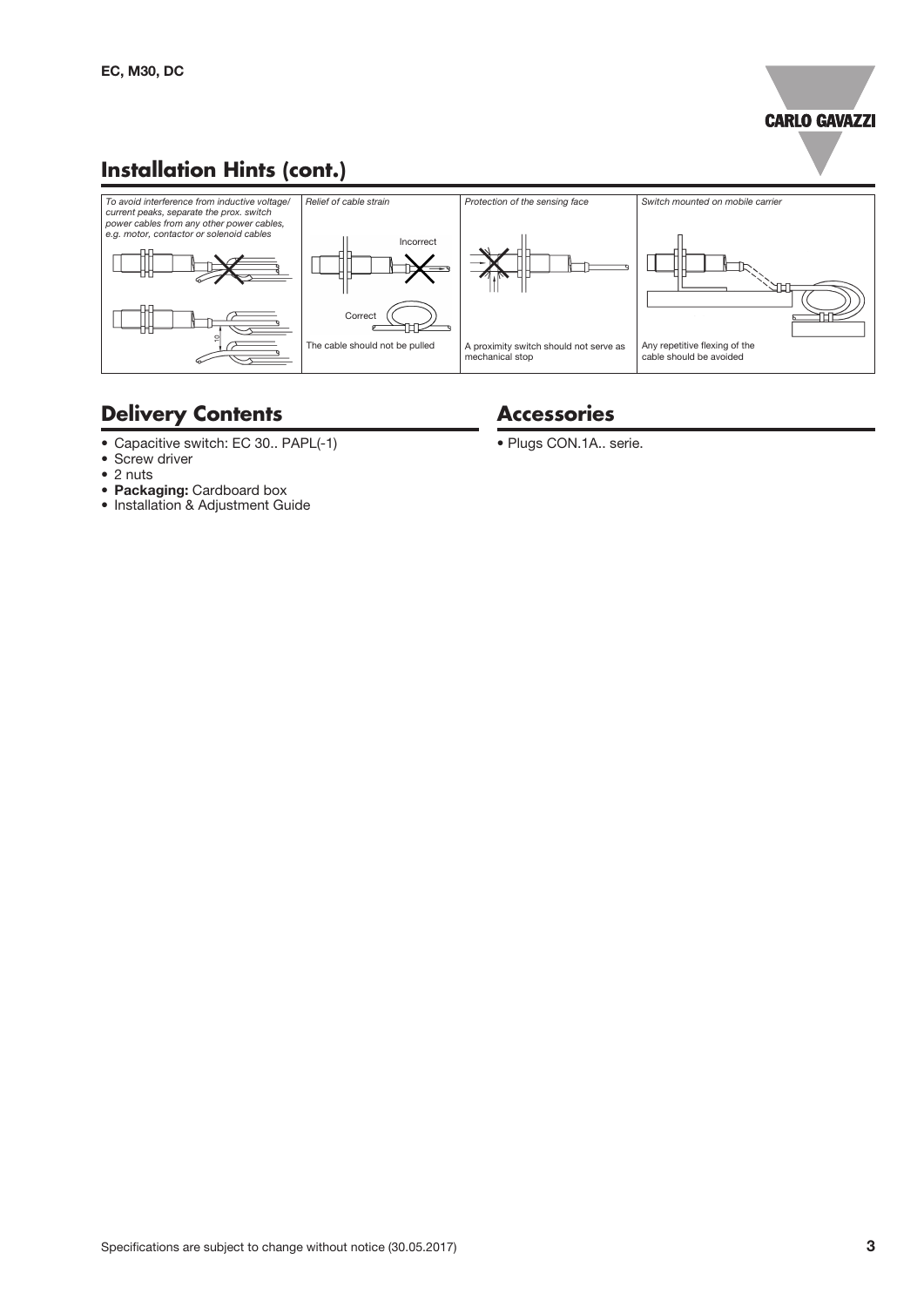## Installation Hints (cont.)

*To avoid interference from inductive voltage/ current peaks, separate the prox. switch power cables from any other power cables, e.g. motor, contactor or solenoid cables*

10

*Relief of cable strain*

Incorrect

Correct

The cable should not be pulled

*Protection of the sensing face*

A proximity switch should not serve as mechanical stop

*Switch mounted on mobile carrier*

Any repetitive flexing of the cable should be avoided

## Delivery Contents

- Capacitive switch: EC 30.. PAPL(-1)
- Screw driver
- 2 nuts
- **Packaging:** Cardboard box
- Installation & Adjustment Guide

## Accessories

- Plugs CON.1A.. serie.

Specifications are subject to change without notice (30.05.2017)